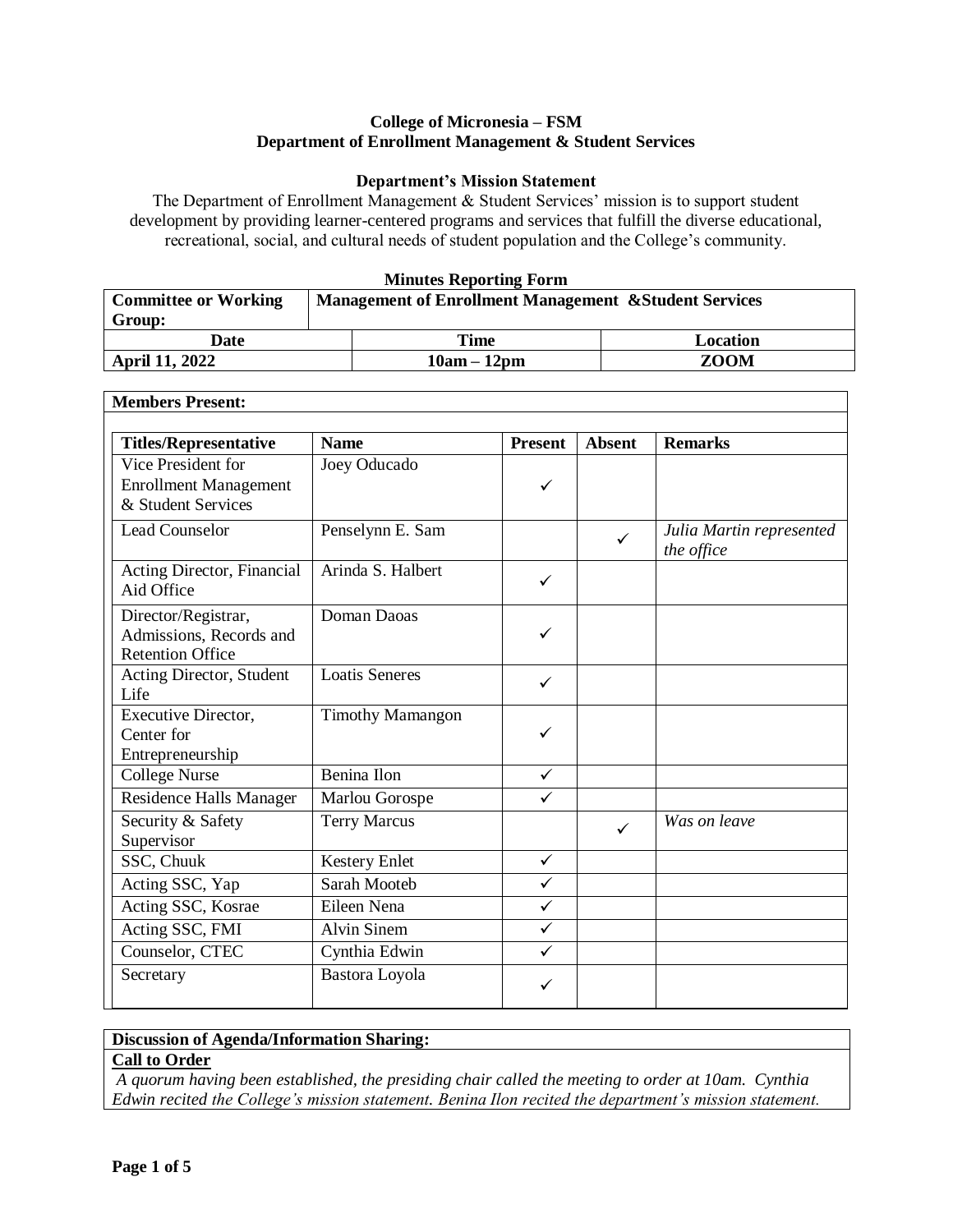**College of Micronesia – FSM**
**Department of Enrollment Management & Student Services**

**Department's Mission Statement**

The Department of Enrollment Management & Student Services' mission is to support student development by providing learner-centered programs and services that fulfill the diverse educational, recreational, social, and cultural needs of student population and the College's community.

**Minutes Reporting Form**

| **Committee or Working Group:** | **Management of Enrollment Management &Student Services** | |
|---|---|---|
| **Date** | **Time** | **Location** |
| **April 11, 2022** | **10am – 12pm** | **ZOOM** |

**Members Present:**

| Titles/Representative | Name | Present | Absent | Remarks |
|---|---|---|---|---|
| Vice President for Enrollment Management & Student Services | Joey Oducado | ✓ | | |
| Lead Counselor | Penselynn E. Sam | | ✓ | *Julia Martin represented the office* |
| Acting Director, Financial Aid Office | Arinda S. Halbert | ✓ | | |
| Director/Registrar, Admissions, Records and Retention Office | Doman Daoas | ✓ | | |
| Acting Director, Student Life | Loatis Seneres | ✓ | | |
| Executive Director, Center for Entrepreneurship | Timothy Mamangon | ✓ | | |
| College Nurse | Benina Ilon | ✓ | | |
| Residence Halls Manager | Marlou Gorospe | ✓ | | |
| Security & Safety Supervisor | Terry Marcus | | ✓ | *Was on leave* |
| SSC, Chuuk | Kestery Enlet | ✓ | | |
| Acting SSC, Yap | Sarah Mooteb | ✓ | | |
| Acting SSC, Kosrae | Eileen Nena | ✓ | | |
| Acting SSC, FMI | Alvin Sinem | ✓ | | |
| Counselor, CTEC | Cynthia Edwin | ✓ | | |
| Secretary | Bastora Loyola | ✓ | | |

**Discussion of Agenda/Information Sharing:**

**Call to Order**

*A quorum having been established, the presiding chair called the meeting to order at 10am. Cynthia Edwin recited the College's mission statement. Benina Ilon recited the department's mission statement.*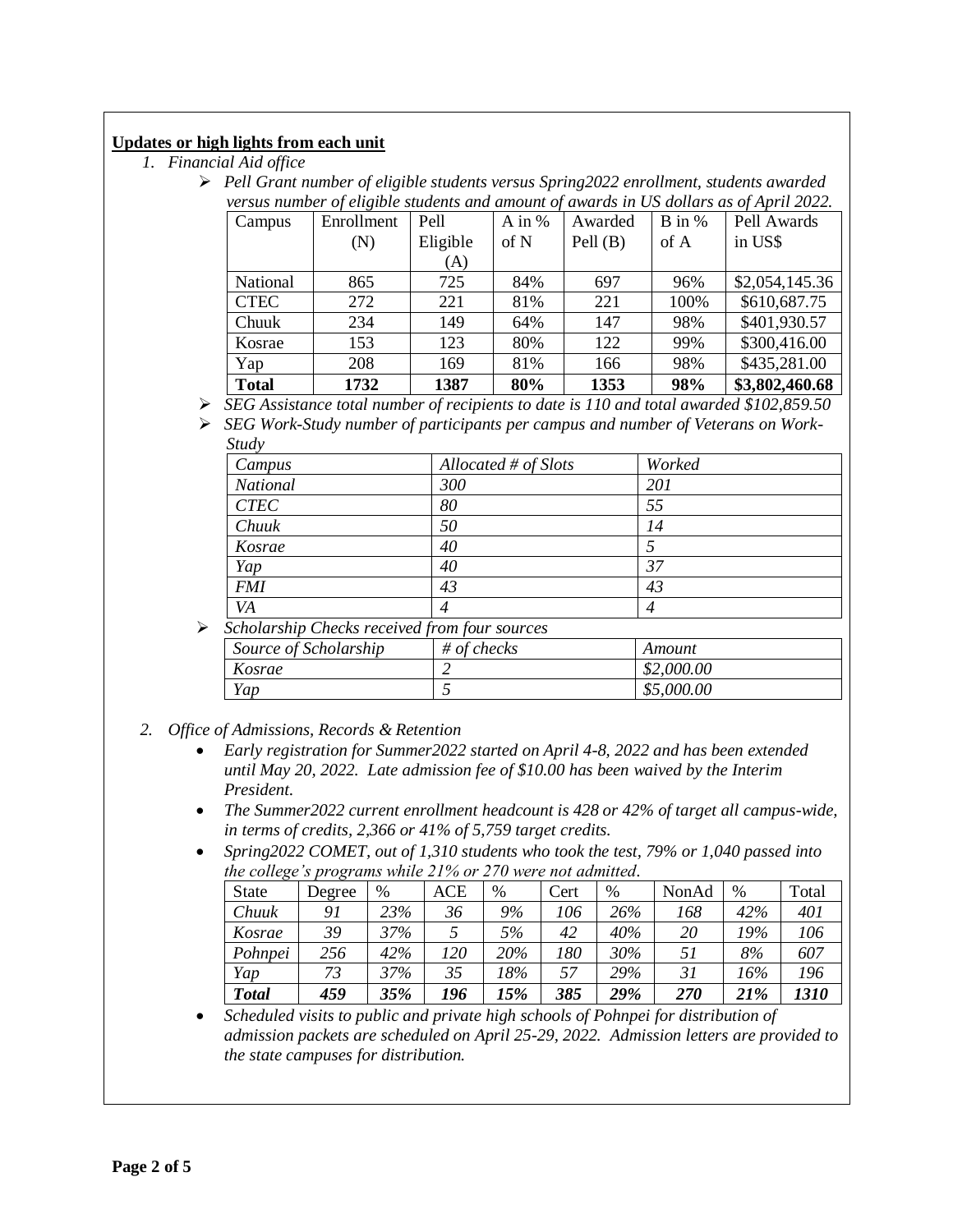**Updates or high lights from each unit**

1. *Financial Aid office*
   - *Pell Grant number of eligible students versus Spring2022 enrollment, students awarded versus number of eligible students and amount of awards in US dollars as of April 2022.*

| Campus | Enrollment (N) | Pell Eligible (A) | A in % of N | Awarded Pell (B) | B in % of A | Pell Awards in US$ |
|---|---|---|---|---|---|---|
| National | 865 | 725 | 84% | 697 | 96% | $2,054,145.36 |
| CTEC | 272 | 221 | 81% | 221 | 100% | $610,687.75 |
| Chuuk | 234 | 149 | 64% | 147 | 98% | $401,930.57 |
| Kosrae | 153 | 123 | 80% | 122 | 99% | $300,416.00 |
| Yap | 208 | 169 | 81% | 166 | 98% | $435,281.00 |
| **Total** | **1732** | **1387** | **80%** | **1353** | **98%** | **$3,802,460.68** |

   - *SEG Assistance total number of recipients to date is 110 and total awarded $102,859.50*
   - *SEG Work-Study number of participants per campus and number of Veterans on Work-Study*

| *Campus* | *Allocated # of Slots* | *Worked* |
|---|---|---|
| *National* | *300* | *201* |
| *CTEC* | *80* | *55* |
| *Chuuk* | *50* | *14* |
| *Kosrae* | *40* | *5* |
| *Yap* | *40* | *37* |
| *FMI* | *43* | *43* |
| *VA* | *4* | *4* |

   - *Scholarship Checks received from four sources*

| *Source of Scholarship* | *# of checks* | *Amount* |
|---|---|---|
| *Kosrae* | *2* | *$2,000.00* |
| *Yap* | *5* | *$5,000.00* |

2. *Office of Admissions, Records & Retention*
   - *Early registration for Summer2022 started on April 4-8, 2022 and has been extended until May 20, 2022. Late admission fee of $10.00 has been waived by the Interim President.*
   - *The Summer2022 current enrollment headcount is 428 or 42% of target all campus-wide, in terms of credits, 2,366 or 41% of 5,759 target credits.*
   - *Spring2022 COMET, out of 1,310 students who took the test, 79% or 1,040 passed into the college's programs while 21% or 270 were not admitted.*

| State | Degree | % | ACE | % | Cert | % | NonAd | % | Total |
|---|---|---|---|---|---|---|---|---|---|
| *Chuuk* | *91* | *23%* | *36* | *9%* | *106* | *26%* | *168* | *42%* | *401* |
| *Kosrae* | *39* | *37%* | *5* | *5%* | *42* | *40%* | *20* | *19%* | *106* |
| *Pohnpei* | *256* | *42%* | *120* | *20%* | *180* | *30%* | *51* | *8%* | *607* |
| *Yap* | *73* | *37%* | *35* | *18%* | *57* | *29%* | *31* | *16%* | *196* |
| ***Total*** | ***459*** | ***35%*** | ***196*** | ***15%*** | ***385*** | ***29%*** | ***270*** | ***21%*** | ***1310*** |

   - *Scheduled visits to public and private high schools of Pohnpei for distribution of admission packets are scheduled on April 25-29, 2022. Admission letters are provided to the state campuses for distribution.*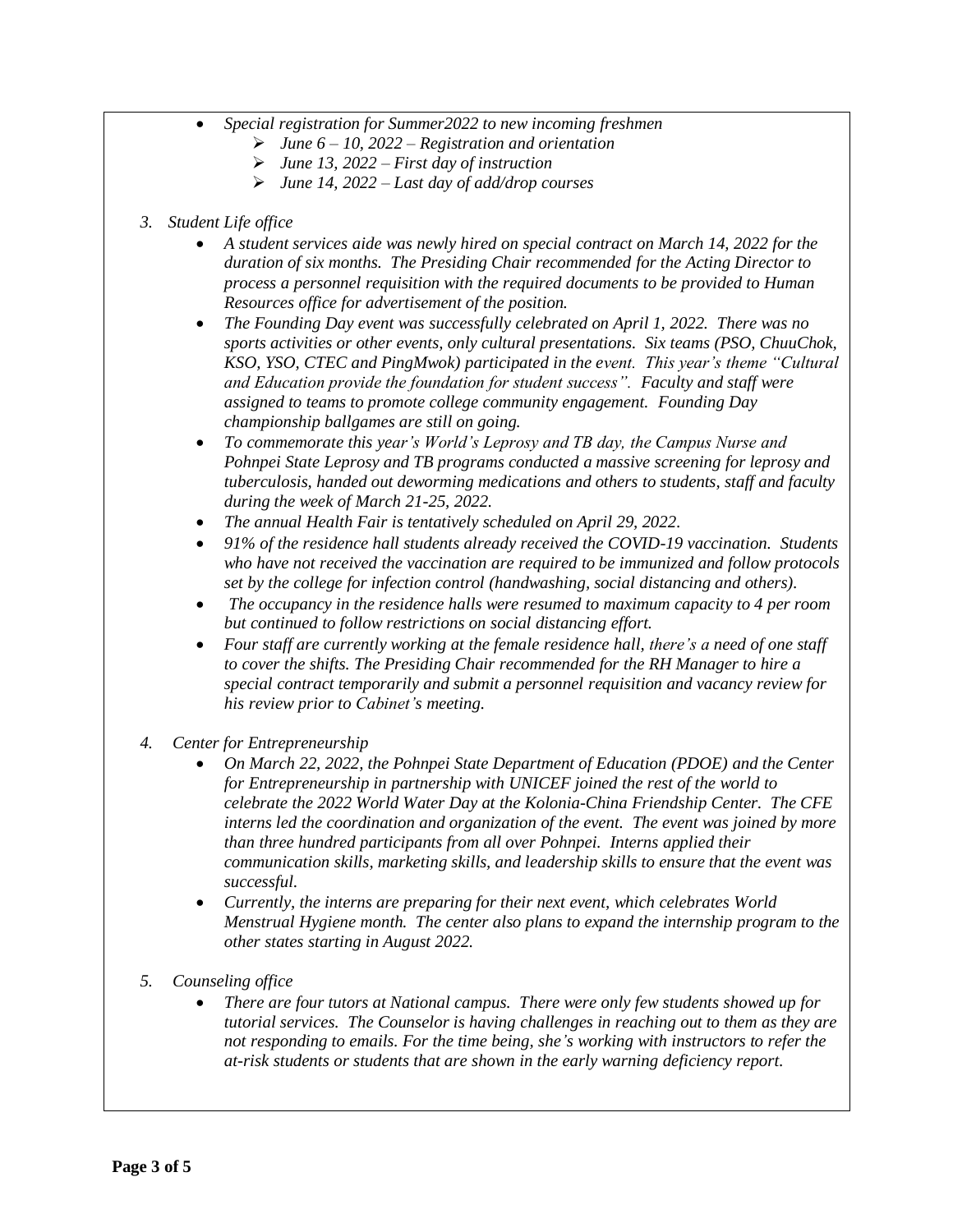- *Special registration for Summer2022 to new incoming freshmen*
    - *June 6 – 10, 2022 – Registration and orientation*
    - *June 13, 2022 – First day of instruction*
    - *June 14, 2022 – Last day of add/drop courses*

3. *Student Life office*
    - *A student services aide was newly hired on special contract on March 14, 2022 for the duration of six months. The Presiding Chair recommended for the Acting Director to process a personnel requisition with the required documents to be provided to Human Resources office for advertisement of the position.*
    - *The Founding Day event was successfully celebrated on April 1, 2022. There was no sports activities or other events, only cultural presentations. Six teams (PSO, ChuuChok, KSO, YSO, CTEC and PingMwok) participated in the event. This year's theme "Cultural and Education provide the foundation for student success". Faculty and staff were assigned to teams to promote college community engagement. Founding Day championship ballgames are still on going.*
    - *To commemorate this year's World's Leprosy and TB day, the Campus Nurse and Pohnpei State Leprosy and TB programs conducted a massive screening for leprosy and tuberculosis, handed out deworming medications and others to students, staff and faculty during the week of March 21-25, 2022.*
    - *The annual Health Fair is tentatively scheduled on April 29, 2022.*
    - *91% of the residence hall students already received the COVID-19 vaccination. Students who have not received the vaccination are required to be immunized and follow protocols set by the college for infection control (handwashing, social distancing and others).*
    - *The occupancy in the residence halls were resumed to maximum capacity to 4 per room but continued to follow restrictions on social distancing effort.*
    - *Four staff are currently working at the female residence hall, there's a need of one staff to cover the shifts. The Presiding Chair recommended for the RH Manager to hire a special contract temporarily and submit a personnel requisition and vacancy review for his review prior to Cabinet's meeting.*

4. *Center for Entrepreneurship*
    - *On March 22, 2022, the Pohnpei State Department of Education (PDOE) and the Center for Entrepreneurship in partnership with UNICEF joined the rest of the world to celebrate the 2022 World Water Day at the Kolonia-China Friendship Center. The CFE interns led the coordination and organization of the event. The event was joined by more than three hundred participants from all over Pohnpei. Interns applied their communication skills, marketing skills, and leadership skills to ensure that the event was successful.*
    - *Currently, the interns are preparing for their next event, which celebrates World Menstrual Hygiene month. The center also plans to expand the internship program to the other states starting in August 2022.*

5. *Counseling office*
    - *There are four tutors at National campus. There were only few students showed up for tutorial services. The Counselor is having challenges in reaching out to them as they are not responding to emails. For the time being, she's working with instructors to refer the at-risk students or students that are shown in the early warning deficiency report.*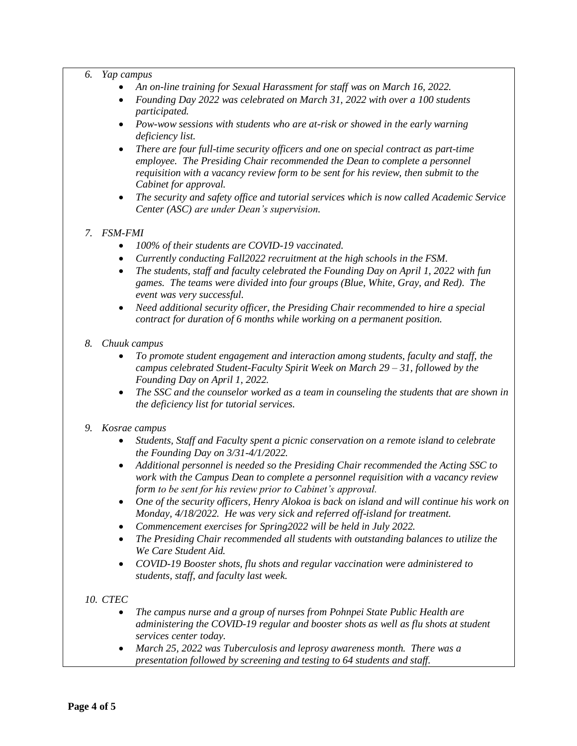6. *Yap campus*
    - *An on-line training for Sexual Harassment for staff was on March 16, 2022.*
    - *Founding Day 2022 was celebrated on March 31, 2022 with over a 100 students participated.*
    - *Pow-wow sessions with students who are at-risk or showed in the early warning deficiency list.*
    - *There are four full-time security officers and one on special contract as part-time employee. The Presiding Chair recommended the Dean to complete a personnel requisition with a vacancy review form to be sent for his review, then submit to the Cabinet for approval.*
    - *The security and safety office and tutorial services which is now called Academic Service Center (ASC) are under Dean's supervision.*

7. *FSM-FMI*
    - *100% of their students are COVID-19 vaccinated.*
    - *Currently conducting Fall2022 recruitment at the high schools in the FSM.*
    - *The students, staff and faculty celebrated the Founding Day on April 1, 2022 with fun games. The teams were divided into four groups (Blue, White, Gray, and Red). The event was very successful.*
    - *Need additional security officer, the Presiding Chair recommended to hire a special contract for duration of 6 months while working on a permanent position.*

8. *Chuuk campus*
    - *To promote student engagement and interaction among students, faculty and staff, the campus celebrated Student-Faculty Spirit Week on March 29 – 31, followed by the Founding Day on April 1, 2022.*
    - *The SSC and the counselor worked as a team in counseling the students that are shown in the deficiency list for tutorial services.*

9. *Kosrae campus*
    - *Students, Staff and Faculty spent a picnic conservation on a remote island to celebrate the Founding Day on 3/31-4/1/2022.*
    - *Additional personnel is needed so the Presiding Chair recommended the Acting SSC to work with the Campus Dean to complete a personnel requisition with a vacancy review form to be sent for his review prior to Cabinet's approval.*
    - *One of the security officers, Henry Alokoa is back on island and will continue his work on Monday, 4/18/2022. He was very sick and referred off-island for treatment.*
    - *Commencement exercises for Spring2022 will be held in July 2022.*
    - *The Presiding Chair recommended all students with outstanding balances to utilize the We Care Student Aid.*
    - *COVID-19 Booster shots, flu shots and regular vaccination were administered to students, staff, and faculty last week.*

10. *CTEC*
    - *The campus nurse and a group of nurses from Pohnpei State Public Health are administering the COVID-19 regular and booster shots as well as flu shots at student services center today.*
    - *March 25, 2022 was Tuberculosis and leprosy awareness month. There was a presentation followed by screening and testing to 64 students and staff.*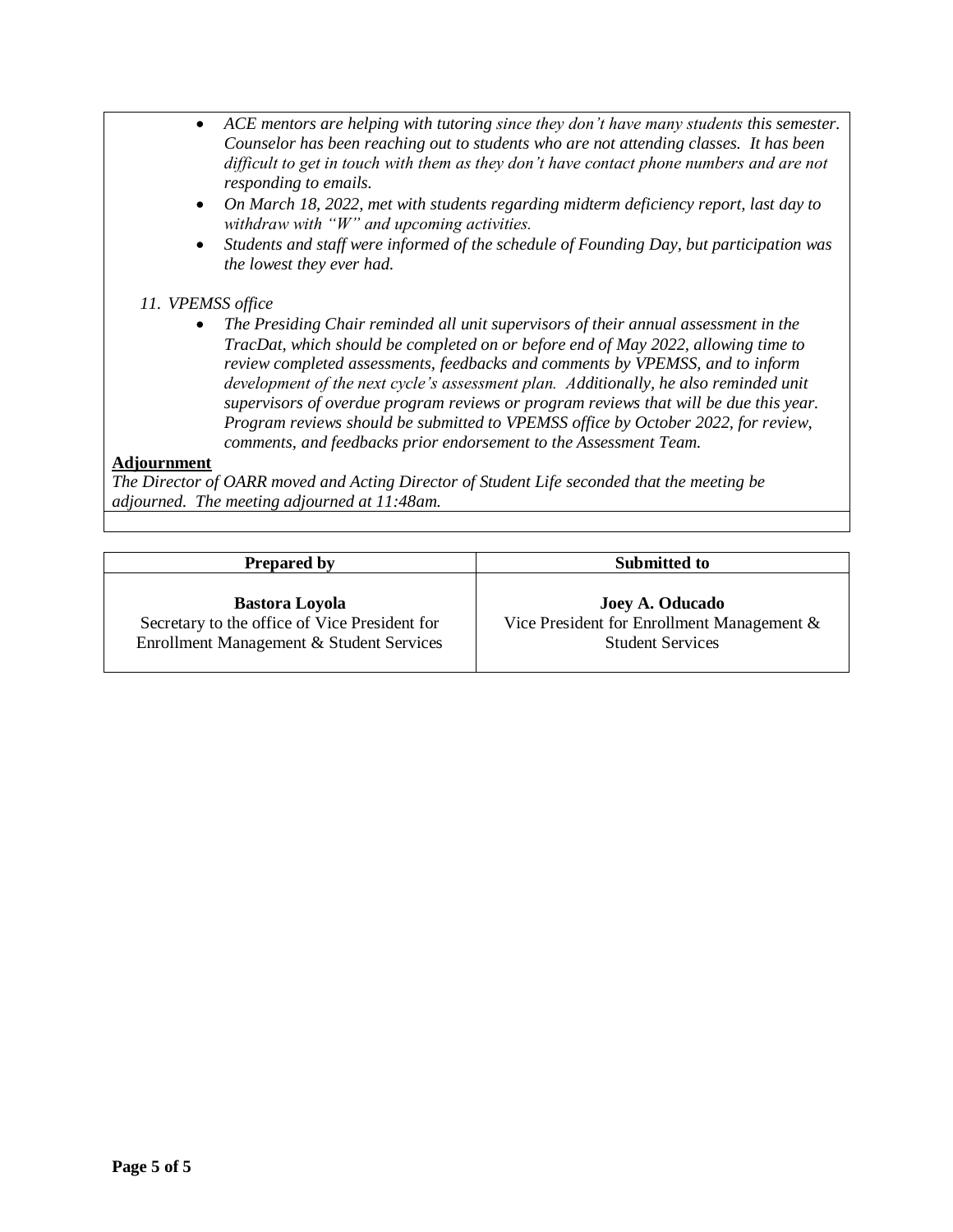- *ACE mentors are helping with tutoring since they don't have many students this semester. Counselor has been reaching out to students who are not attending classes. It has been difficult to get in touch with them as they don't have contact phone numbers and are not responding to emails.*
- *On March 18, 2022, met with students regarding midterm deficiency report, last day to withdraw with "W" and upcoming activities.*
- *Students and staff were informed of the schedule of Founding Day, but participation was the lowest they ever had.*

*11. VPEMSS office*

- *The Presiding Chair reminded all unit supervisors of their annual assessment in the TracDat, which should be completed on or before end of May 2022, allowing time to review completed assessments, feedbacks and comments by VPEMSS, and to inform development of the next cycle's assessment plan. Additionally, he also reminded unit supervisors of overdue program reviews or program reviews that will be due this year. Program reviews should be submitted to VPEMSS office by October 2022, for review, comments, and feedbacks prior endorsement to the Assessment Team.*

**Adjournment**

*The Director of OARR moved and Acting Director of Student Life seconded that the meeting be adjourned. The meeting adjourned at 11:48am.*

| Prepared by | Submitted to |
|---|---|
| **Bastora Loyola**<br>Secretary to the office of Vice President for Enrollment Management & Student Services | **Joey A. Oducado**<br>Vice President for Enrollment Management & Student Services |